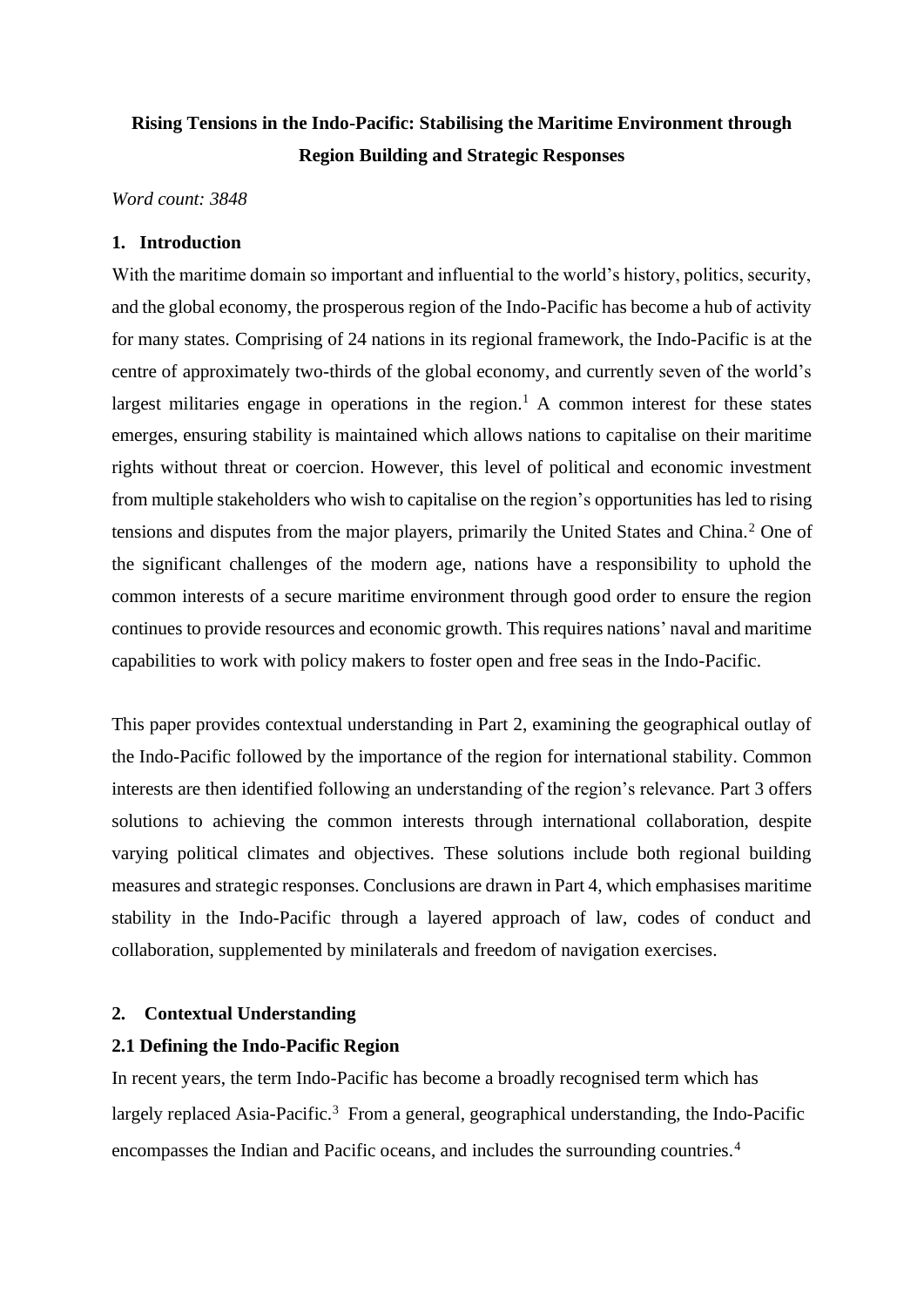**Rising Tensions in the Indo-Pacific: Stabilising the Maritime Environment through Region Building and Strategic Responses**

*Word count: 3848*

## 1. Introduction

With the maritime domain so important and influential to the world's history, politics, security, and the global economy, the prosperous region of the Indo-Pacific has become a hub of activity for many states. Comprising of 24 nations in its regional framework, the Indo-Pacific is at the centre of approximately two-thirds of the global economy, and currently seven of the world's largest militaries engage in operations in the region.[1] A common interest for these states emerges, ensuring stability is maintained which allows nations to capitalise on their maritime rights without threat or coercion. However, this level of political and economic investment from multiple stakeholders who wish to capitalise on the region's opportunities has led to rising tensions and disputes from the major players, primarily the United States and China.[2] One of the significant challenges of the modern age, nations have a responsibility to uphold the common interests of a secure maritime environment through good order to ensure the region continues to provide resources and economic growth. This requires nations' naval and maritime capabilities to work with policy makers to foster open and free seas in the Indo-Pacific.

This paper provides contextual understanding in Part 2, examining the geographical outlay of the Indo-Pacific followed by the importance of the region for international stability. Common interests are then identified following an understanding of the region's relevance. Part 3 offers solutions to achieving the common interests through international collaboration, despite varying political climates and objectives. These solutions include both regional building measures and strategic responses. Conclusions are drawn in Part 4, which emphasises maritime stability in the Indo-Pacific through a layered approach of law, codes of conduct and collaboration, supplemented by minilaterals and freedom of navigation exercises.

## 2. Contextual Understanding

### 2.1 Defining the Indo-Pacific Region

In recent years, the term Indo-Pacific has become a broadly recognised term which has largely replaced Asia-Pacific.[3] From a general, geographical understanding, the Indo-Pacific encompasses the Indian and Pacific oceans, and includes the surrounding countries.[4]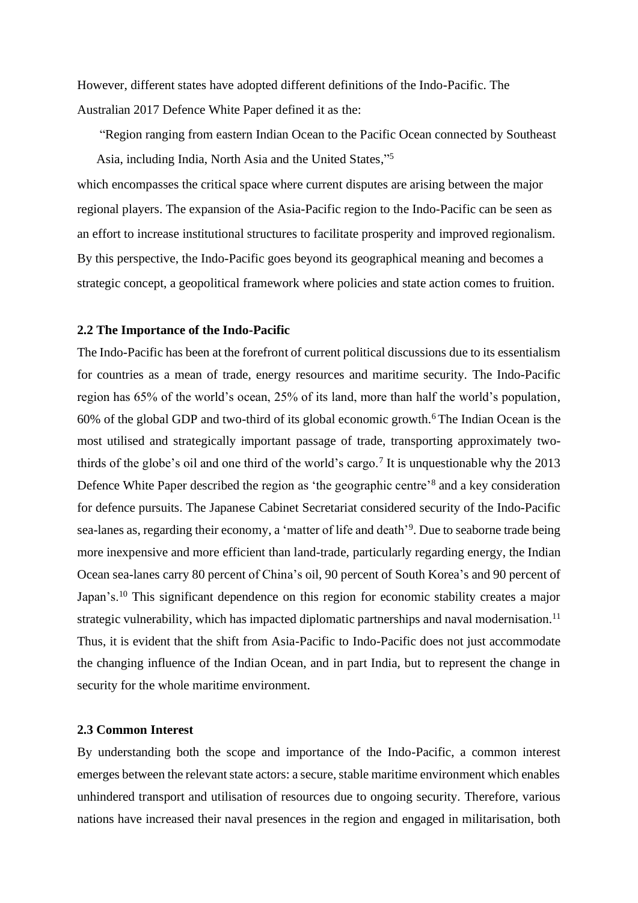However, different states have adopted different definitions of the Indo-Pacific. The Australian 2017 Defence White Paper defined it as the:

> "Region ranging from eastern Indian Ocean to the Pacific Ocean connected by Southeast Asia, including India, North Asia and the United States,"[5]

which encompasses the critical space where current disputes are arising between the major regional players. The expansion of the Asia-Pacific region to the Indo-Pacific can be seen as an effort to increase institutional structures to facilitate prosperity and improved regionalism. By this perspective, the Indo-Pacific goes beyond its geographical meaning and becomes a strategic concept, a geopolitical framework where policies and state action comes to fruition.

### 2.2 The Importance of the Indo-Pacific

The Indo-Pacific has been at the forefront of current political discussions due to its essentialism for countries as a mean of trade, energy resources and maritime security. The Indo-Pacific region has 65% of the world's ocean, 25% of its land, more than half the world's population, 60% of the global GDP and two-third of its global economic growth.[6] The Indian Ocean is the most utilised and strategically important passage of trade, transporting approximately two-thirds of the globe's oil and one third of the world's cargo.[7] It is unquestionable why the 2013 Defence White Paper described the region as 'the geographic centre'[8] and a key consideration for defence pursuits. The Japanese Cabinet Secretariat considered security of the Indo-Pacific sea-lanes as, regarding their economy, a 'matter of life and death'[9]. Due to seaborne trade being more inexpensive and more efficient than land-trade, particularly regarding energy, the Indian Ocean sea-lanes carry 80 percent of China's oil, 90 percent of South Korea's and 90 percent of Japan's.[10] This significant dependence on this region for economic stability creates a major strategic vulnerability, which has impacted diplomatic partnerships and naval modernisation.[11] Thus, it is evident that the shift from Asia-Pacific to Indo-Pacific does not just accommodate the changing influence of the Indian Ocean, and in part India, but to represent the change in security for the whole maritime environment.

### 2.3 Common Interest

By understanding both the scope and importance of the Indo-Pacific, a common interest emerges between the relevant state actors: a secure, stable maritime environment which enables unhindered transport and utilisation of resources due to ongoing security. Therefore, various nations have increased their naval presences in the region and engaged in militarisation, both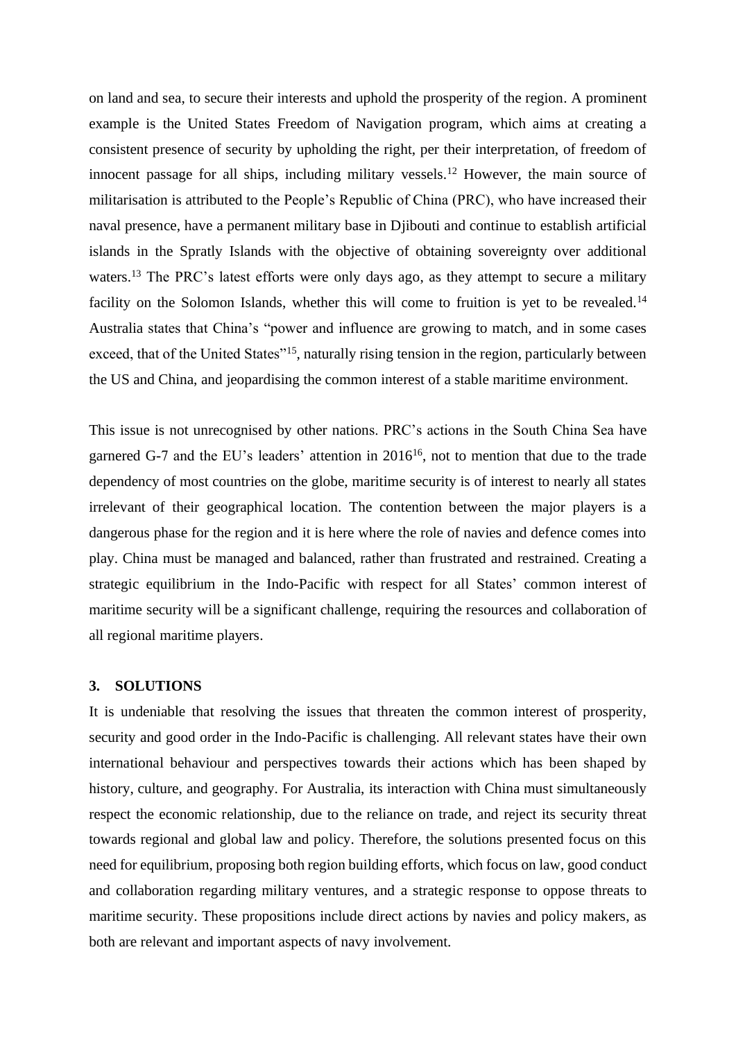on land and sea, to secure their interests and uphold the prosperity of the region. A prominent example is the United States Freedom of Navigation program, which aims at creating a consistent presence of security by upholding the right, per their interpretation, of freedom of innocent passage for all ships, including military vessels.[12] However, the main source of militarisation is attributed to the People's Republic of China (PRC), who have increased their naval presence, have a permanent military base in Djibouti and continue to establish artificial islands in the Spratly Islands with the objective of obtaining sovereignty over additional waters.[13] The PRC's latest efforts were only days ago, as they attempt to secure a military facility on the Solomon Islands, whether this will come to fruition is yet to be revealed.[14] Australia states that China's "power and influence are growing to match, and in some cases exceed, that of the United States"[15], naturally rising tension in the region, particularly between the US and China, and jeopardising the common interest of a stable maritime environment.

This issue is not unrecognised by other nations. PRC's actions in the South China Sea have garnered G-7 and the EU's leaders' attention in 2016[16], not to mention that due to the trade dependency of most countries on the globe, maritime security is of interest to nearly all states irrelevant of their geographical location. The contention between the major players is a dangerous phase for the region and it is here where the role of navies and defence comes into play. China must be managed and balanced, rather than frustrated and restrained. Creating a strategic equilibrium in the Indo-Pacific with respect for all States' common interest of maritime security will be a significant challenge, requiring the resources and collaboration of all regional maritime players.

## 3. SOLUTIONS

It is undeniable that resolving the issues that threaten the common interest of prosperity, security and good order in the Indo-Pacific is challenging. All relevant states have their own international behaviour and perspectives towards their actions which has been shaped by history, culture, and geography. For Australia, its interaction with China must simultaneously respect the economic relationship, due to the reliance on trade, and reject its security threat towards regional and global law and policy. Therefore, the solutions presented focus on this need for equilibrium, proposing both region building efforts, which focus on law, good conduct and collaboration regarding military ventures, and a strategic response to oppose threats to maritime security. These propositions include direct actions by navies and policy makers, as both are relevant and important aspects of navy involvement.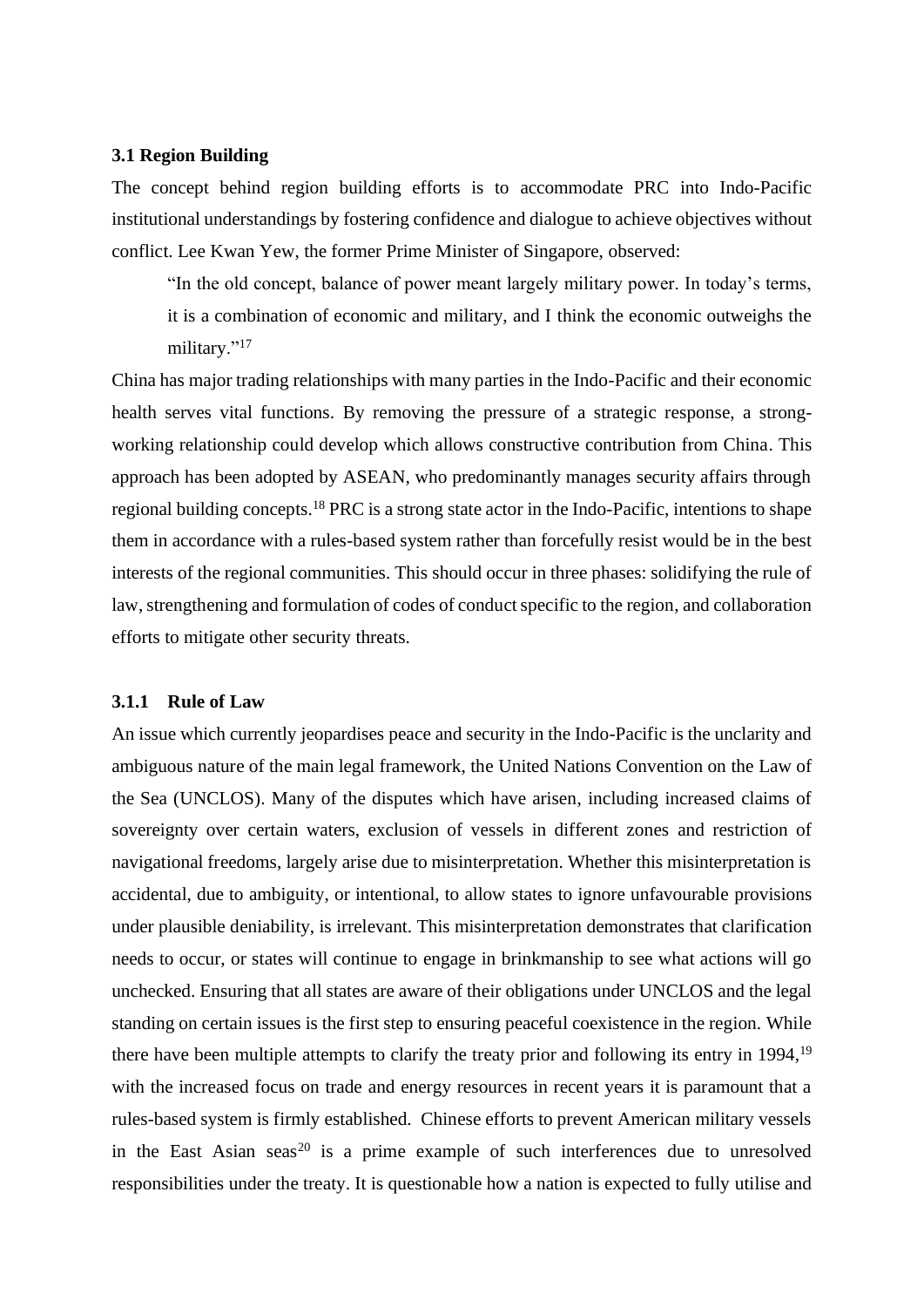### 3.1 Region Building

The concept behind region building efforts is to accommodate PRC into Indo-Pacific institutional understandings by fostering confidence and dialogue to achieve objectives without conflict. Lee Kwan Yew, the former Prime Minister of Singapore, observed:

> "In the old concept, balance of power meant largely military power. In today's terms, it is a combination of economic and military, and I think the economic outweighs the military."[17]

China has major trading relationships with many parties in the Indo-Pacific and their economic health serves vital functions. By removing the pressure of a strategic response, a strong-working relationship could develop which allows constructive contribution from China. This approach has been adopted by ASEAN, who predominantly manages security affairs through regional building concepts.[18] PRC is a strong state actor in the Indo-Pacific, intentions to shape them in accordance with a rules-based system rather than forcefully resist would be in the best interests of the regional communities. This should occur in three phases: solidifying the rule of law, strengthening and formulation of codes of conduct specific to the region, and collaboration efforts to mitigate other security threats.

#### 3.1.1 Rule of Law

An issue which currently jeopardises peace and security in the Indo-Pacific is the unclarity and ambiguous nature of the main legal framework, the United Nations Convention on the Law of the Sea (UNCLOS). Many of the disputes which have arisen, including increased claims of sovereignty over certain waters, exclusion of vessels in different zones and restriction of navigational freedoms, largely arise due to misinterpretation. Whether this misinterpretation is accidental, due to ambiguity, or intentional, to allow states to ignore unfavourable provisions under plausible deniability, is irrelevant. This misinterpretation demonstrates that clarification needs to occur, or states will continue to engage in brinkmanship to see what actions will go unchecked. Ensuring that all states are aware of their obligations under UNCLOS and the legal standing on certain issues is the first step to ensuring peaceful coexistence in the region. While there have been multiple attempts to clarify the treaty prior and following its entry in 1994,[19] with the increased focus on trade and energy resources in recent years it is paramount that a rules-based system is firmly established. Chinese efforts to prevent American military vessels in the East Asian seas[20] is a prime example of such interferences due to unresolved responsibilities under the treaty. It is questionable how a nation is expected to fully utilise and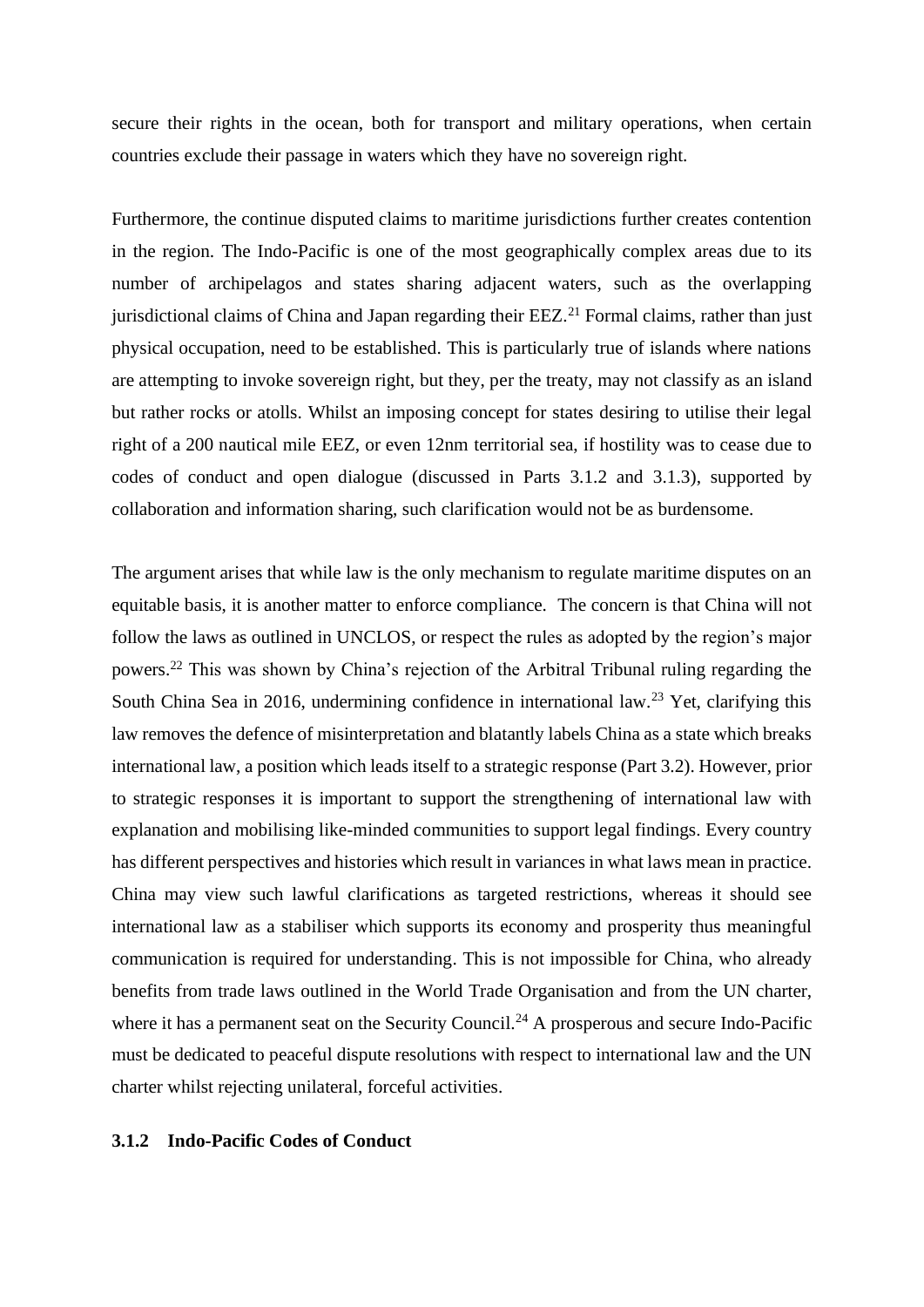secure their rights in the ocean, both for transport and military operations, when certain countries exclude their passage in waters which they have no sovereign right.

Furthermore, the continue disputed claims to maritime jurisdictions further creates contention in the region. The Indo-Pacific is one of the most geographically complex areas due to its number of archipelagos and states sharing adjacent waters, such as the overlapping jurisdictional claims of China and Japan regarding their EEZ.[21] Formal claims, rather than just physical occupation, need to be established. This is particularly true of islands where nations are attempting to invoke sovereign right, but they, per the treaty, may not classify as an island but rather rocks or atolls. Whilst an imposing concept for states desiring to utilise their legal right of a 200 nautical mile EEZ, or even 12nm territorial sea, if hostility was to cease due to codes of conduct and open dialogue (discussed in Parts 3.1.2 and 3.1.3), supported by collaboration and information sharing, such clarification would not be as burdensome.

The argument arises that while law is the only mechanism to regulate maritime disputes on an equitable basis, it is another matter to enforce compliance. The concern is that China will not follow the laws as outlined in UNCLOS, or respect the rules as adopted by the region's major powers.[22] This was shown by China's rejection of the Arbitral Tribunal ruling regarding the South China Sea in 2016, undermining confidence in international law.[23] Yet, clarifying this law removes the defence of misinterpretation and blatantly labels China as a state which breaks international law, a position which leads itself to a strategic response (Part 3.2). However, prior to strategic responses it is important to support the strengthening of international law with explanation and mobilising like-minded communities to support legal findings. Every country has different perspectives and histories which result in variances in what laws mean in practice. China may view such lawful clarifications as targeted restrictions, whereas it should see international law as a stabiliser which supports its economy and prosperity thus meaningful communication is required for understanding. This is not impossible for China, who already benefits from trade laws outlined in the World Trade Organisation and from the UN charter, where it has a permanent seat on the Security Council.[24] A prosperous and secure Indo-Pacific must be dedicated to peaceful dispute resolutions with respect to international law and the UN charter whilst rejecting unilateral, forceful activities.

### 3.1.2 Indo-Pacific Codes of Conduct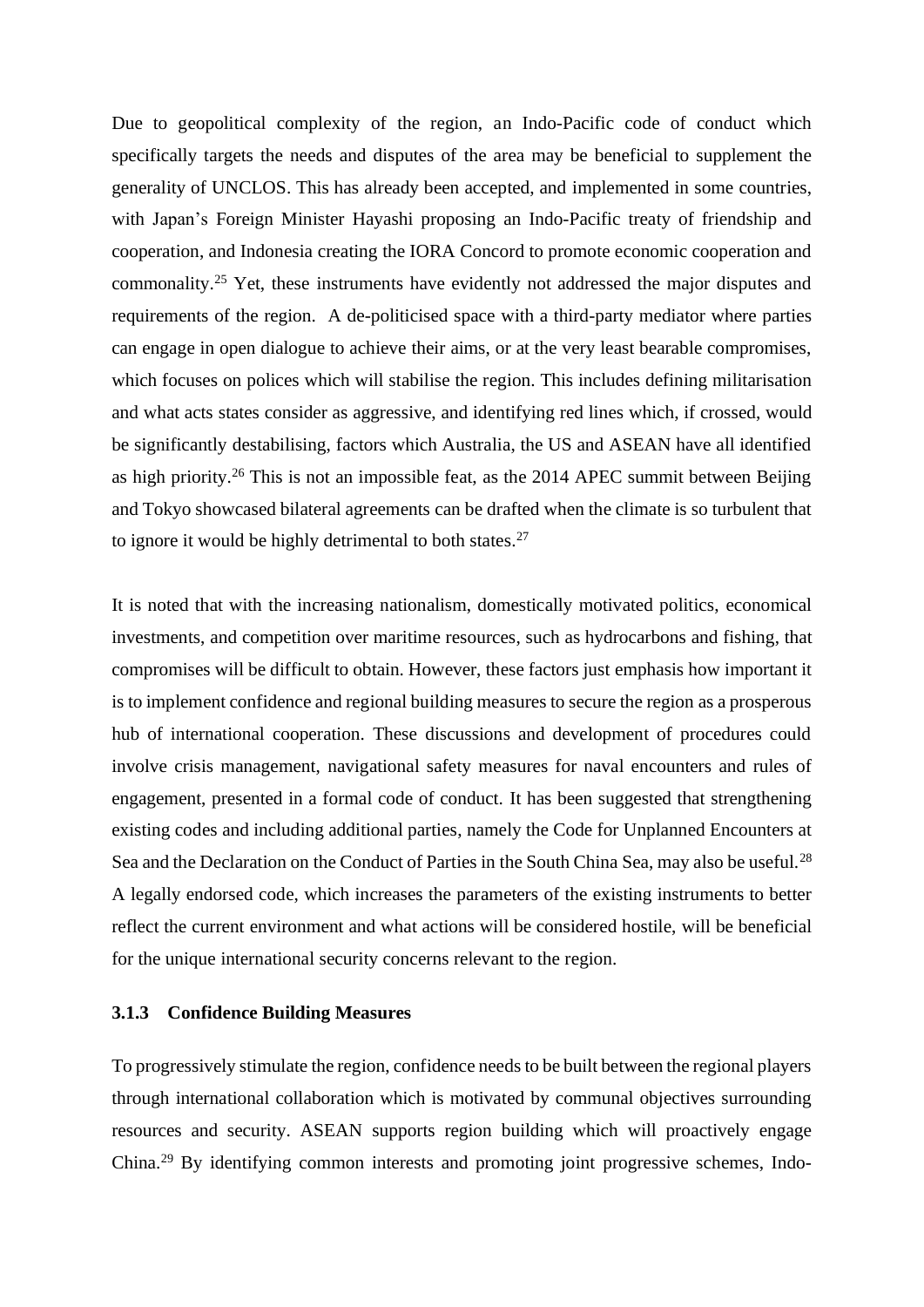Due to geopolitical complexity of the region, an Indo-Pacific code of conduct which specifically targets the needs and disputes of the area may be beneficial to supplement the generality of UNCLOS. This has already been accepted, and implemented in some countries, with Japan's Foreign Minister Hayashi proposing an Indo-Pacific treaty of friendship and cooperation, and Indonesia creating the IORA Concord to promote economic cooperation and commonality.[25] Yet, these instruments have evidently not addressed the major disputes and requirements of the region. A de-politicised space with a third-party mediator where parties can engage in open dialogue to achieve their aims, or at the very least bearable compromises, which focuses on polices which will stabilise the region. This includes defining militarisation and what acts states consider as aggressive, and identifying red lines which, if crossed, would be significantly destabilising, factors which Australia, the US and ASEAN have all identified as high priority.[26] This is not an impossible feat, as the 2014 APEC summit between Beijing and Tokyo showcased bilateral agreements can be drafted when the climate is so turbulent that to ignore it would be highly detrimental to both states.[27]

It is noted that with the increasing nationalism, domestically motivated politics, economical investments, and competition over maritime resources, such as hydrocarbons and fishing, that compromises will be difficult to obtain. However, these factors just emphasis how important it is to implement confidence and regional building measures to secure the region as a prosperous hub of international cooperation. These discussions and development of procedures could involve crisis management, navigational safety measures for naval encounters and rules of engagement, presented in a formal code of conduct. It has been suggested that strengthening existing codes and including additional parties, namely the Code for Unplanned Encounters at Sea and the Declaration on the Conduct of Parties in the South China Sea, may also be useful.[28] A legally endorsed code, which increases the parameters of the existing instruments to better reflect the current environment and what actions will be considered hostile, will be beneficial for the unique international security concerns relevant to the region.

### 3.1.3 Confidence Building Measures

To progressively stimulate the region, confidence needs to be built between the regional players through international collaboration which is motivated by communal objectives surrounding resources and security. ASEAN supports region building which will proactively engage China.[29] By identifying common interests and promoting joint progressive schemes, Indo-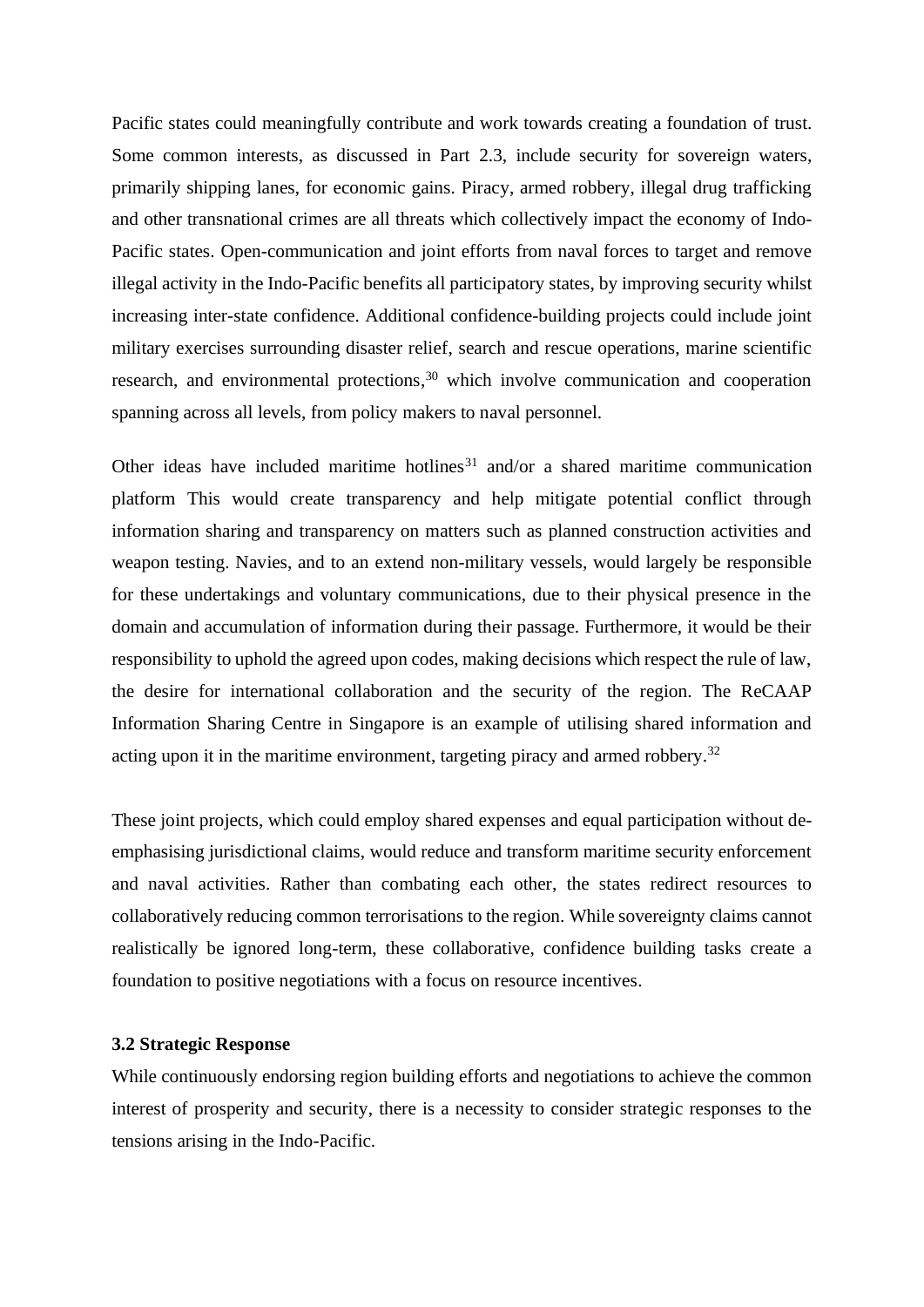Pacific states could meaningfully contribute and work towards creating a foundation of trust. Some common interests, as discussed in Part 2.3, include security for sovereign waters, primarily shipping lanes, for economic gains. Piracy, armed robbery, illegal drug trafficking and other transnational crimes are all threats which collectively impact the economy of Indo-Pacific states. Open-communication and joint efforts from naval forces to target and remove illegal activity in the Indo-Pacific benefits all participatory states, by improving security whilst increasing inter-state confidence. Additional confidence-building projects could include joint military exercises surrounding disaster relief, search and rescue operations, marine scientific research, and environmental protections,[30] which involve communication and cooperation spanning across all levels, from policy makers to naval personnel.

Other ideas have included maritime hotlines[31] and/or a shared maritime communication platform This would create transparency and help mitigate potential conflict through information sharing and transparency on matters such as planned construction activities and weapon testing. Navies, and to an extend non-military vessels, would largely be responsible for these undertakings and voluntary communications, due to their physical presence in the domain and accumulation of information during their passage. Furthermore, it would be their responsibility to uphold the agreed upon codes, making decisions which respect the rule of law, the desire for international collaboration and the security of the region. The ReCAAP Information Sharing Centre in Singapore is an example of utilising shared information and acting upon it in the maritime environment, targeting piracy and armed robbery.[32]

These joint projects, which could employ shared expenses and equal participation without de-emphasising jurisdictional claims, would reduce and transform maritime security enforcement and naval activities. Rather than combating each other, the states redirect resources to collaboratively reducing common terrorisations to the region. While sovereignty claims cannot realistically be ignored long-term, these collaborative, confidence building tasks create a foundation to positive negotiations with a focus on resource incentives.

### 3.2 Strategic Response

While continuously endorsing region building efforts and negotiations to achieve the common interest of prosperity and security, there is a necessity to consider strategic responses to the tensions arising in the Indo-Pacific.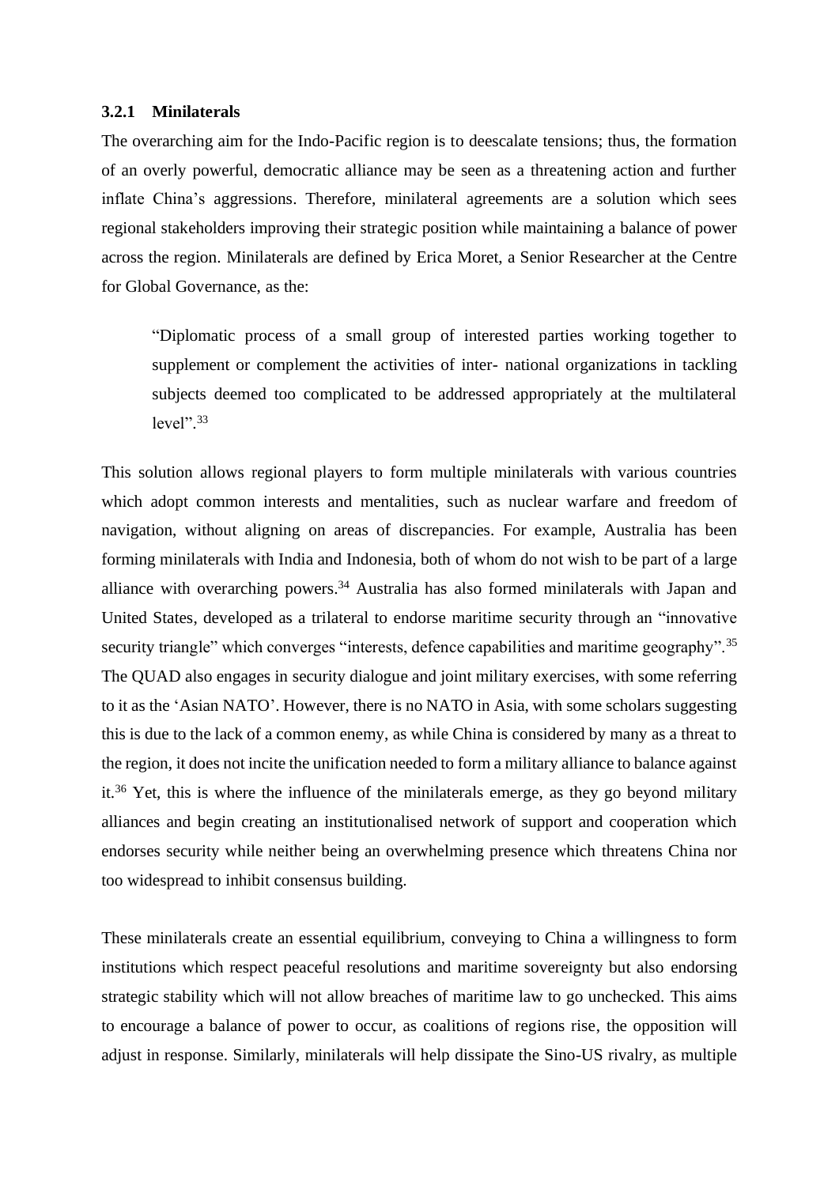### 3.2.1 Minilaterals

The overarching aim for the Indo-Pacific region is to deescalate tensions; thus, the formation of an overly powerful, democratic alliance may be seen as a threatening action and further inflate China's aggressions. Therefore, minilateral agreements are a solution which sees regional stakeholders improving their strategic position while maintaining a balance of power across the region. Minilaterals are defined by Erica Moret, a Senior Researcher at the Centre for Global Governance, as the:

> "Diplomatic process of a small group of interested parties working together to supplement or complement the activities of inter- national organizations in tackling subjects deemed too complicated to be addressed appropriately at the multilateral level".[33]

This solution allows regional players to form multiple minilaterals with various countries which adopt common interests and mentalities, such as nuclear warfare and freedom of navigation, without aligning on areas of discrepancies. For example, Australia has been forming minilaterals with India and Indonesia, both of whom do not wish to be part of a large alliance with overarching powers.[34] Australia has also formed minilaterals with Japan and United States, developed as a trilateral to endorse maritime security through an "innovative security triangle" which converges "interests, defence capabilities and maritime geography".[35] The QUAD also engages in security dialogue and joint military exercises, with some referring to it as the 'Asian NATO'. However, there is no NATO in Asia, with some scholars suggesting this is due to the lack of a common enemy, as while China is considered by many as a threat to the region, it does not incite the unification needed to form a military alliance to balance against it.[36] Yet, this is where the influence of the minilaterals emerge, as they go beyond military alliances and begin creating an institutionalised network of support and cooperation which endorses security while neither being an overwhelming presence which threatens China nor too widespread to inhibit consensus building.

These minilaterals create an essential equilibrium, conveying to China a willingness to form institutions which respect peaceful resolutions and maritime sovereignty but also endorsing strategic stability which will not allow breaches of maritime law to go unchecked. This aims to encourage a balance of power to occur, as coalitions of regions rise, the opposition will adjust in response. Similarly, minilaterals will help dissipate the Sino-US rivalry, as multiple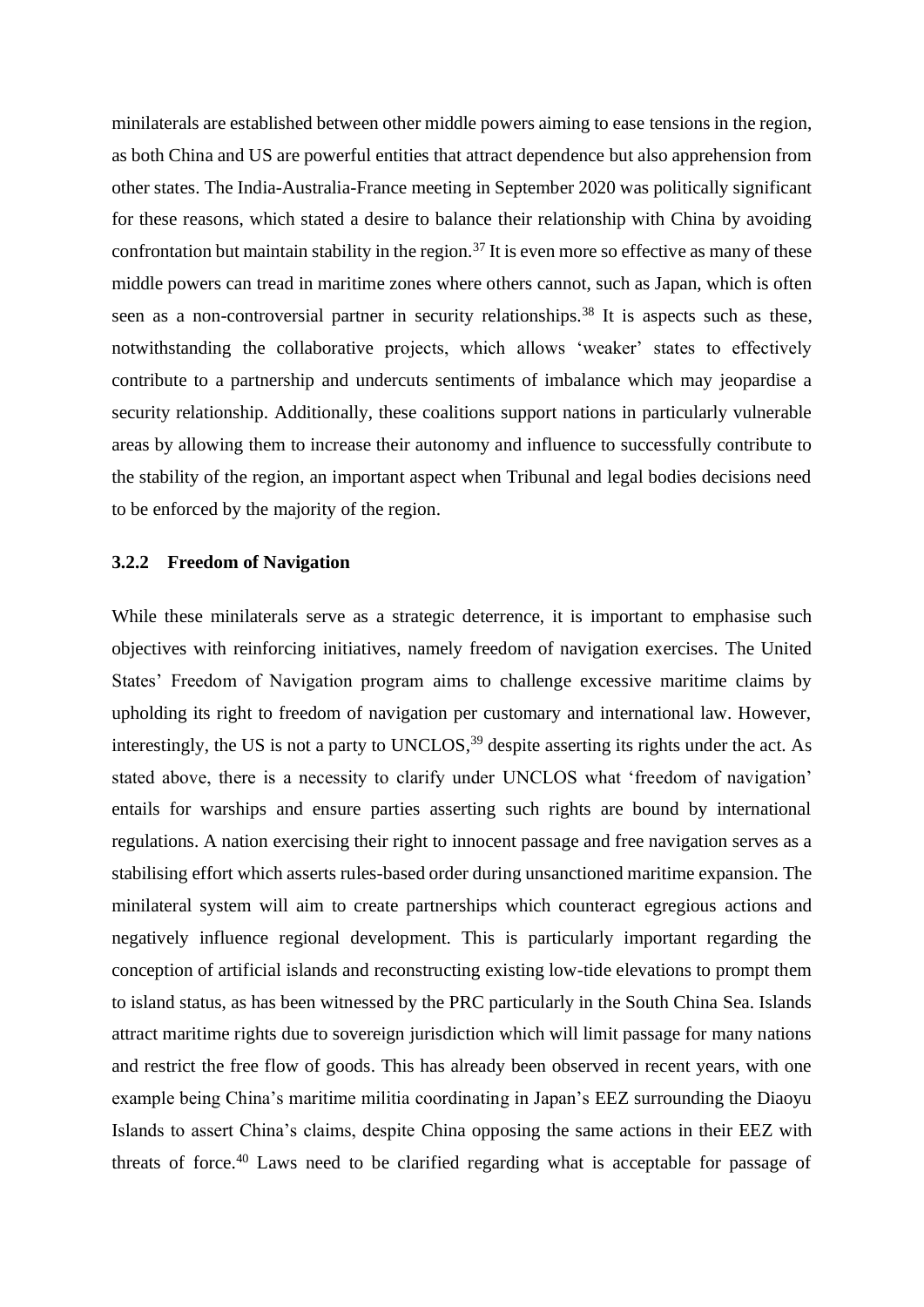minilaterals are established between other middle powers aiming to ease tensions in the region, as both China and US are powerful entities that attract dependence but also apprehension from other states. The India-Australia-France meeting in September 2020 was politically significant for these reasons, which stated a desire to balance their relationship with China by avoiding confrontation but maintain stability in the region.[37] It is even more so effective as many of these middle powers can tread in maritime zones where others cannot, such as Japan, which is often seen as a non-controversial partner in security relationships.[38] It is aspects such as these, notwithstanding the collaborative projects, which allows 'weaker' states to effectively contribute to a partnership and undercuts sentiments of imbalance which may jeopardise a security relationship. Additionally, these coalitions support nations in particularly vulnerable areas by allowing them to increase their autonomy and influence to successfully contribute to the stability of the region, an important aspect when Tribunal and legal bodies decisions need to be enforced by the majority of the region.

### 3.2.2 Freedom of Navigation

While these minilaterals serve as a strategic deterrence, it is important to emphasise such objectives with reinforcing initiatives, namely freedom of navigation exercises. The United States' Freedom of Navigation program aims to challenge excessive maritime claims by upholding its right to freedom of navigation per customary and international law. However, interestingly, the US is not a party to UNCLOS,[39] despite asserting its rights under the act. As stated above, there is a necessity to clarify under UNCLOS what 'freedom of navigation' entails for warships and ensure parties asserting such rights are bound by international regulations. A nation exercising their right to innocent passage and free navigation serves as a stabilising effort which asserts rules-based order during unsanctioned maritime expansion. The minilateral system will aim to create partnerships which counteract egregious actions and negatively influence regional development. This is particularly important regarding the conception of artificial islands and reconstructing existing low-tide elevations to prompt them to island status, as has been witnessed by the PRC particularly in the South China Sea. Islands attract maritime rights due to sovereign jurisdiction which will limit passage for many nations and restrict the free flow of goods. This has already been observed in recent years, with one example being China's maritime militia coordinating in Japan's EEZ surrounding the Diaoyu Islands to assert China's claims, despite China opposing the same actions in their EEZ with threats of force.[40] Laws need to be clarified regarding what is acceptable for passage of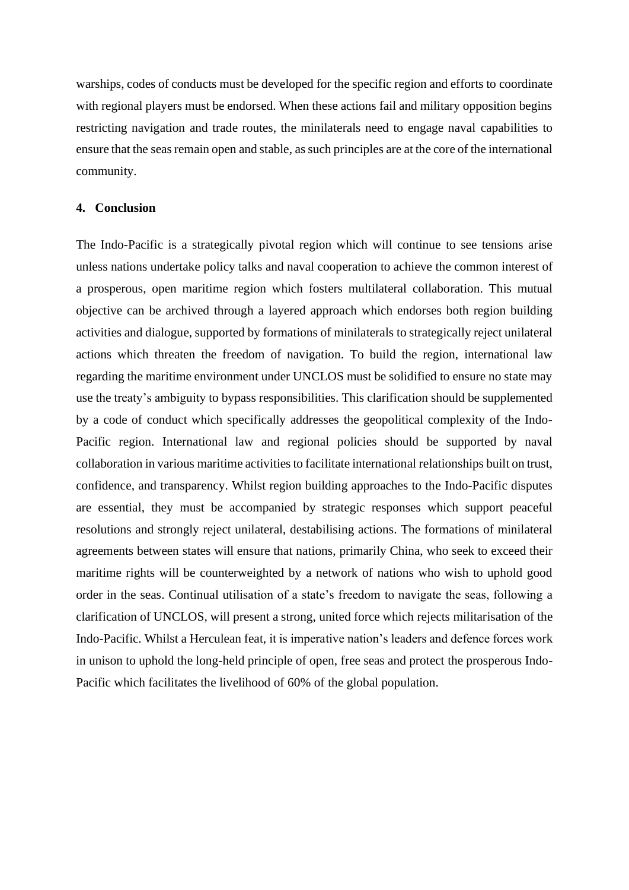warships, codes of conducts must be developed for the specific region and efforts to coordinate with regional players must be endorsed. When these actions fail and military opposition begins restricting navigation and trade routes, the minilaterals need to engage naval capabilities to ensure that the seas remain open and stable, as such principles are at the core of the international community.

## 4. Conclusion

The Indo-Pacific is a strategically pivotal region which will continue to see tensions arise unless nations undertake policy talks and naval cooperation to achieve the common interest of a prosperous, open maritime region which fosters multilateral collaboration. This mutual objective can be archived through a layered approach which endorses both region building activities and dialogue, supported by formations of minilaterals to strategically reject unilateral actions which threaten the freedom of navigation. To build the region, international law regarding the maritime environment under UNCLOS must be solidified to ensure no state may use the treaty's ambiguity to bypass responsibilities. This clarification should be supplemented by a code of conduct which specifically addresses the geopolitical complexity of the Indo-Pacific region. International law and regional policies should be supported by naval collaboration in various maritime activities to facilitate international relationships built on trust, confidence, and transparency. Whilst region building approaches to the Indo-Pacific disputes are essential, they must be accompanied by strategic responses which support peaceful resolutions and strongly reject unilateral, destabilising actions. The formations of minilateral agreements between states will ensure that nations, primarily China, who seek to exceed their maritime rights will be counterweighted by a network of nations who wish to uphold good order in the seas. Continual utilisation of a state's freedom to navigate the seas, following a clarification of UNCLOS, will present a strong, united force which rejects militarisation of the Indo-Pacific. Whilst a Herculean feat, it is imperative nation's leaders and defence forces work in unison to uphold the long-held principle of open, free seas and protect the prosperous Indo-Pacific which facilitates the livelihood of 60% of the global population.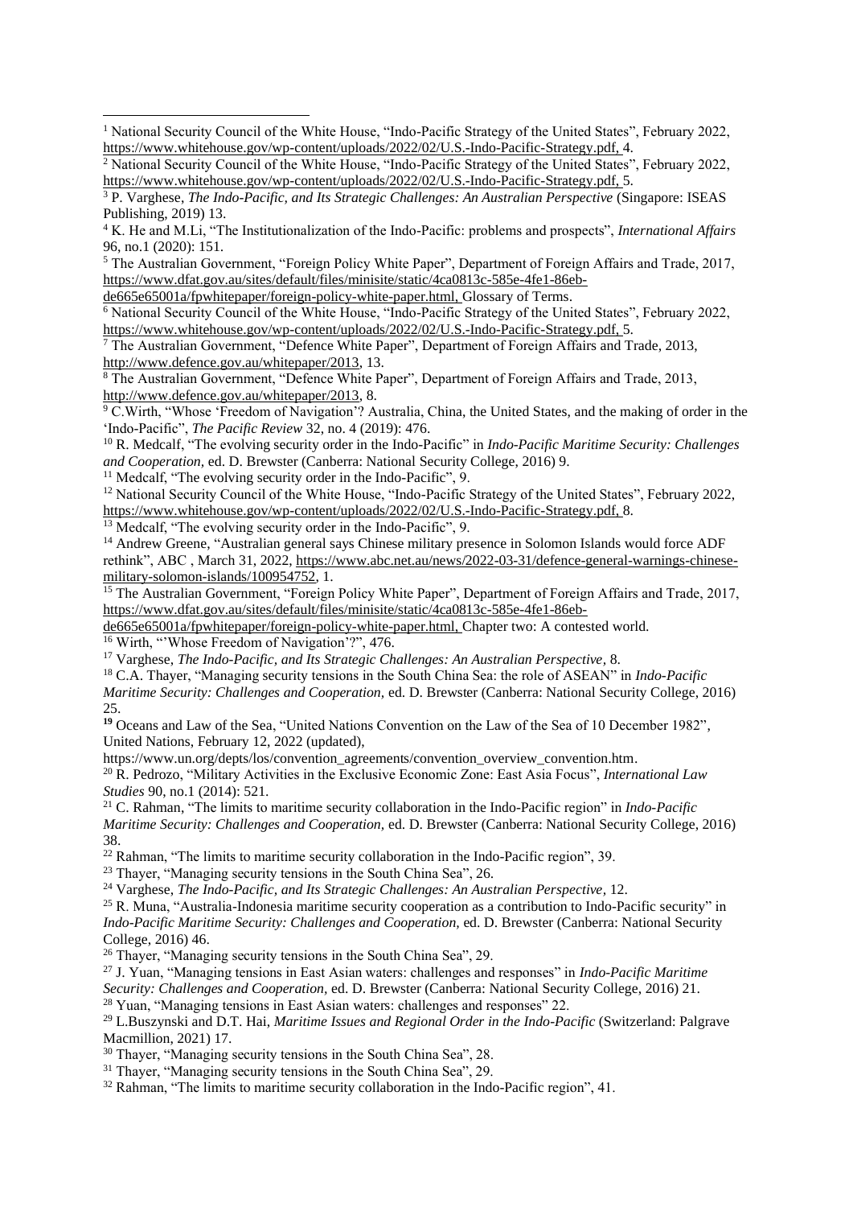[1] National Security Council of the White House, "Indo-Pacific Strategy of the United States", February 2022, https://www.whitehouse.gov/wp-content/uploads/2022/02/U.S.-Indo-Pacific-Strategy.pdf, 4.

[2] National Security Council of the White House, "Indo-Pacific Strategy of the United States", February 2022, https://www.whitehouse.gov/wp-content/uploads/2022/02/U.S.-Indo-Pacific-Strategy.pdf, 5.

[3] P. Varghese, *The Indo-Pacific, and Its Strategic Challenges: An Australian Perspective* (Singapore: ISEAS Publishing, 2019) 13.

[4] K. He and M.Li, "The Institutionalization of the Indo-Pacific: problems and prospects", *International Affairs* 96, no.1 (2020): 151.

[5] The Australian Government, "Foreign Policy White Paper", Department of Foreign Affairs and Trade, 2017, https://www.dfat.gov.au/sites/default/files/minisite/static/4ca0813c-585e-4fe1-86eb-de665e65001a/fpwhitepaper/foreign-policy-white-paper.html, Glossary of Terms.

[6] National Security Council of the White House, "Indo-Pacific Strategy of the United States", February 2022, https://www.whitehouse.gov/wp-content/uploads/2022/02/U.S.-Indo-Pacific-Strategy.pdf, 5.

[7] The Australian Government, "Defence White Paper", Department of Foreign Affairs and Trade, 2013, http://www.defence.gov.au/whitepaper/2013, 13.

[8] The Australian Government, "Defence White Paper", Department of Foreign Affairs and Trade, 2013, http://www.defence.gov.au/whitepaper/2013, 8.

[9] C.Wirth, "Whose 'Freedom of Navigation'? Australia, China, the United States, and the making of order in the 'Indo-Pacific'", *The Pacific Review* 32, no. 4 (2019): 476.

[10] R. Medcalf, "The evolving security order in the Indo-Pacific" in *Indo-Pacific Maritime Security: Challenges and Cooperation,* ed. D. Brewster (Canberra: National Security College, 2016) 9.

[11] Medcalf, "The evolving security order in the Indo-Pacific", 9.

[12] National Security Council of the White House, "Indo-Pacific Strategy of the United States", February 2022, https://www.whitehouse.gov/wp-content/uploads/2022/02/U.S.-Indo-Pacific-Strategy.pdf, 8.

[13] Medcalf, "The evolving security order in the Indo-Pacific", 9.

[14] Andrew Greene, "Australian general says Chinese military presence in Solomon Islands would force ADF rethink", ABC , March 31, 2022, https://www.abc.net.au/news/2022-03-31/defence-general-warnings-chinese-military-solomon-islands/100954752, 1.

[15] The Australian Government, "Foreign Policy White Paper", Department of Foreign Affairs and Trade, 2017, https://www.dfat.gov.au/sites/default/files/minisite/static/4ca0813c-585e-4fe1-86eb-de665e65001a/fpwhitepaper/foreign-policy-white-paper.html, Chapter two: A contested world.

[16] Wirth, "'Whose Freedom of Navigation'?", 476.

[17] Varghese, *The Indo-Pacific, and Its Strategic Challenges: An Australian Perspective*, 8.

[18] C.A. Thayer, "Managing security tensions in the South China Sea: the role of ASEAN" in *Indo-Pacific Maritime Security: Challenges and Cooperation,* ed. D. Brewster (Canberra: National Security College, 2016) 25.

[19] Oceans and Law of the Sea, "United Nations Convention on the Law of the Sea of 10 December 1982", United Nations, February 12, 2022 (updated), https://www.un.org/depts/los/convention_agreements/convention_overview_convention.htm.

[20] R. Pedrozo, "Military Activities in the Exclusive Economic Zone: East Asia Focus", *International Law Studies* 90, no.1 (2014): 521.

[21] C. Rahman, "The limits to maritime security collaboration in the Indo-Pacific region" in *Indo-Pacific Maritime Security: Challenges and Cooperation,* ed. D. Brewster (Canberra: National Security College, 2016) 38.

[22] Rahman, "The limits to maritime security collaboration in the Indo-Pacific region", 39.

[23] Thayer, "Managing security tensions in the South China Sea", 26.

[24] Varghese, *The Indo-Pacific, and Its Strategic Challenges: An Australian Perspective,* 12.

[25] R. Muna, "Australia-Indonesia maritime security cooperation as a contribution to Indo-Pacific security" in *Indo-Pacific Maritime Security: Challenges and Cooperation,* ed. D. Brewster (Canberra: National Security College, 2016) 46.

[26] Thayer, "Managing security tensions in the South China Sea", 29.

[27] J. Yuan, "Managing tensions in East Asian waters: challenges and responses" in *Indo-Pacific Maritime Security: Challenges and Cooperation,* ed. D. Brewster (Canberra: National Security College, 2016) 21.

[28] Yuan, "Managing tensions in East Asian waters: challenges and responses" 22.

[29] L.Buszynski and D.T. Hai, *Maritime Issues and Regional Order in the Indo-Pacific* (Switzerland: Palgrave Macmillion, 2021) 17.

[30] Thayer, "Managing security tensions in the South China Sea", 28.

[31] Thayer, "Managing security tensions in the South China Sea", 29.

[32] Rahman, "The limits to maritime security collaboration in the Indo-Pacific region", 41.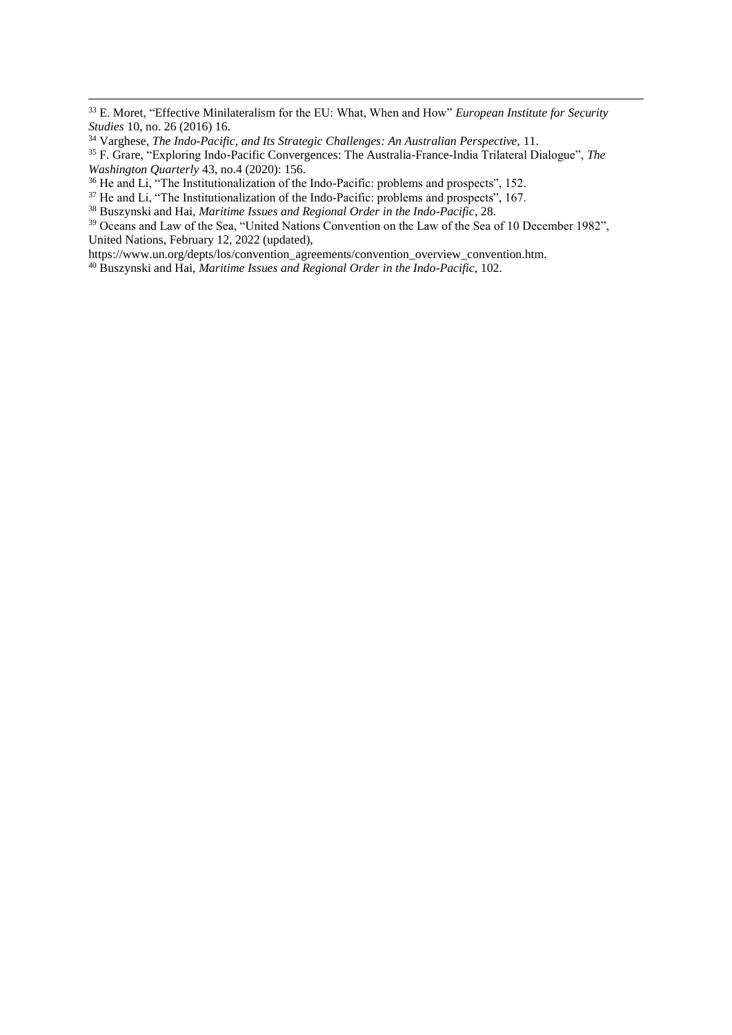[33] E. Moret, "Effective Minilateralism for the EU: What, When and How" *European Institute for Security Studies* 10, no. 26 (2016) 16.

[34] Varghese, *The Indo-Pacific, and Its Strategic Challenges: An Australian Perspective,* 11.

[35] F. Grare, "Exploring Indo-Pacific Convergences: The Australia-France-India Trilateral Dialogue", *The Washington Quarterly* 43, no.4 (2020): 156.

[36] He and Li, "The Institutionalization of the Indo-Pacific: problems and prospects", 152.

[37] He and Li, "The Institutionalization of the Indo-Pacific: problems and prospects", 167.

[38] Buszynski and Hai, *Maritime Issues and Regional Order in the Indo-Pacific*, 28.

[39] Oceans and Law of the Sea, "United Nations Convention on the Law of the Sea of 10 December 1982", United Nations, February 12, 2022 (updated), https://www.un.org/depts/los/convention_agreements/convention_overview_convention.htm.

[40] Buszynski and Hai, *Maritime Issues and Regional Order in the Indo-Pacific,* 102.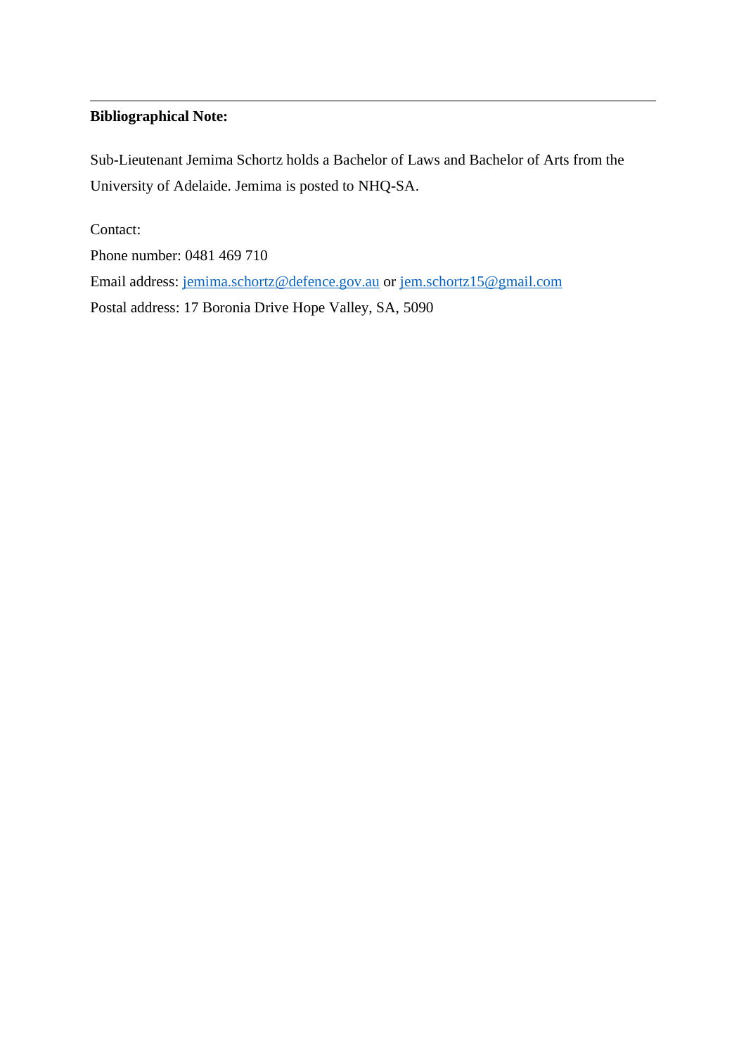---

**Bibliographical Note:**

Sub-Lieutenant Jemima Schortz holds a Bachelor of Laws and Bachelor of Arts from the University of Adelaide. Jemima is posted to NHQ-SA.

Contact:
Phone number: 0481 469 710
Email address: jemima.schortz@defence.gov.au or jem.schortz15@gmail.com
Postal address: 17 Boronia Drive Hope Valley, SA, 5090